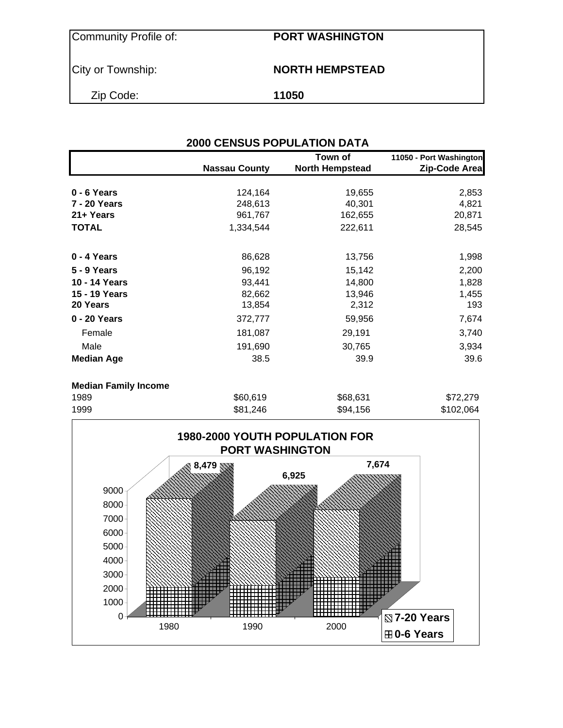| Community Profile of: | PORT WASHINGTON |
|---|---|
| City or Township: | NORTH HEMPSTEAD |
| Zip Code: | 11050 |

## 2000 CENSUS POPULATION DATA

| | Nassau County | Town of North Hempstead | 11050 - Port Washington Zip-Code Area |
|---|---|---|---|
| **0 - 6 Years** | 124,164 | 19,655 | 2,853 |
| **7 - 20 Years** | 248,613 | 40,301 | 4,821 |
| **21+ Years** | 961,767 | 162,655 | 20,871 |
| **TOTAL** | 1,334,544 | 222,611 | 28,545 |
| | | | |
| **0 - 4 Years** | 86,628 | 13,756 | 1,998 |
| **5 - 9 Years** | 96,192 | 15,142 | 2,200 |
| **10 - 14 Years** | 93,441 | 14,800 | 1,828 |
| **15 - 19 Years** | 82,662 | 13,946 | 1,455 |
| **20 Years** | 13,854 | 2,312 | 193 |
| **0 - 20 Years** | 372,777 | 59,956 | 7,674 |
| Female | 181,087 | 29,191 | 3,740 |
| Male | 191,690 | 30,765 | 3,934 |
| **Median Age** | 38.5 | 39.9 | 39.6 |

**Median Family Income**

| | | | |
|---|---|---|---|
| 1989 | $60,619 | $68,631 | $72,279 |
| 1999 | $81,246 | $94,156 | $102,064 |

**1980-2000 YOUTH POPULATION FOR PORT WASHINGTON**

| Year | Total (0-20 Years) |
|---|---|
| 1980 | 8,479 |
| 1990 | 6,925 |
| 2000 | 7,674 |

Legend: 7-20 Years; 0-6 Years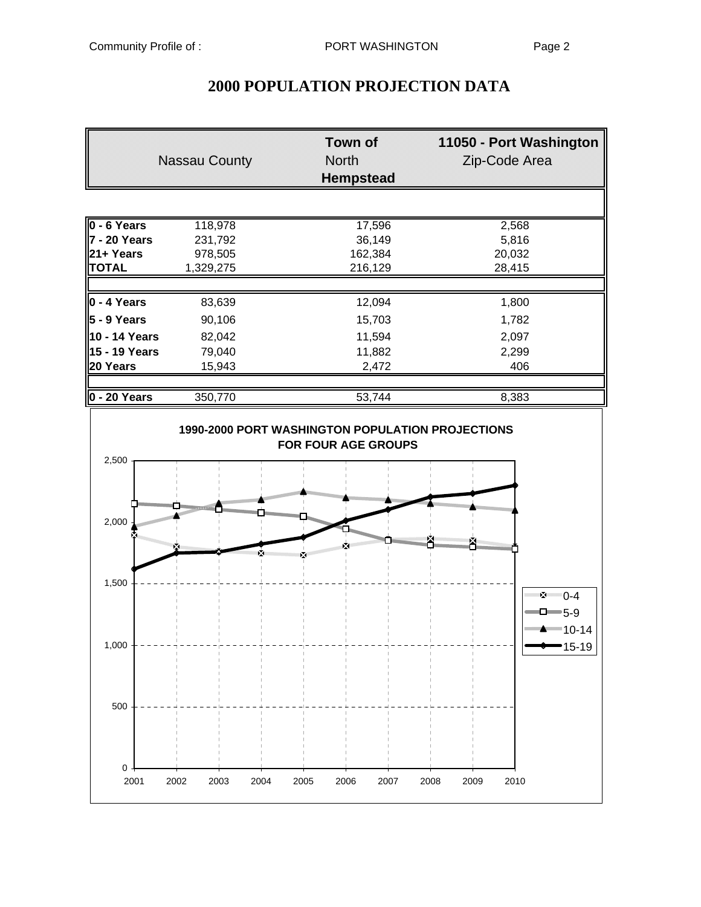# 2000 POPULATION PROJECTION DATA

| | Nassau County | Town of North Hempstead | 11050 - Port Washington Zip-Code Area |
|---|---|---|---|
| **0 - 6 Years** | 118,978 | 17,596 | 2,568 |
| **7 - 20 Years** | 231,792 | 36,149 | 5,816 |
| **21+ Years** | 978,505 | 162,384 | 20,032 |
| **TOTAL** | 1,329,275 | 216,129 | 28,415 |
| | | | |
| **0 - 4 Years** | 83,639 | 12,094 | 1,800 |
| **5 - 9 Years** | 90,106 | 15,703 | 1,782 |
| **10 - 14 Years** | 82,042 | 11,594 | 2,097 |
| **15 - 19 Years** | 79,040 | 11,882 | 2,299 |
| **20 Years** | 15,943 | 2,472 | 406 |
| | | | |
| **0 - 20 Years** | 350,770 | 53,744 | 8,383 |

**1990-2000 PORT WASHINGTON POPULATION PROJECTIONS FOR FOUR AGE GROUPS**

(Line chart, 2001–2010, y-axis 0–2,500; series: 0-4, 5-9, 10-14, 15-19)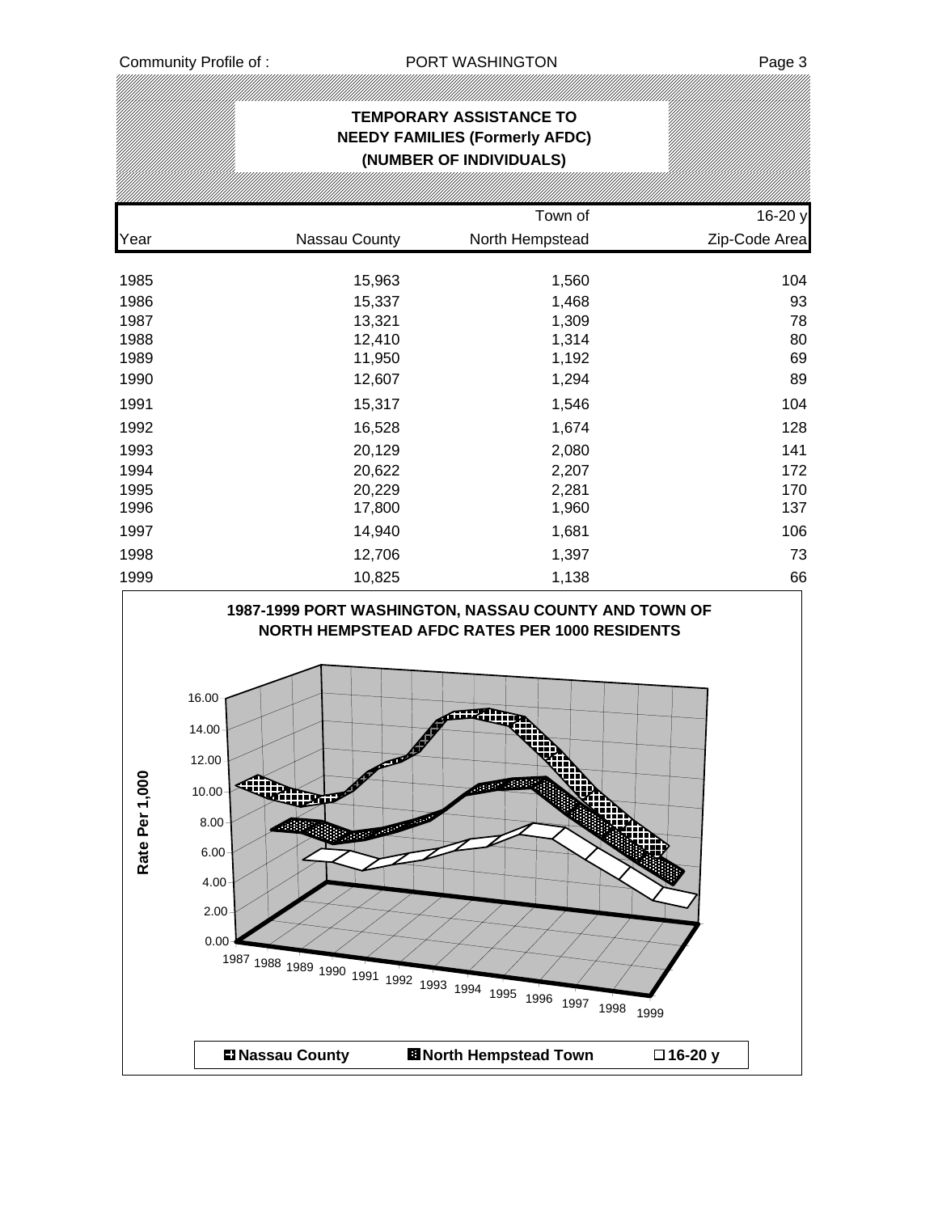## TEMPORARY ASSISTANCE TO NEEDY FAMILIES (Formerly AFDC) (NUMBER OF INDIVIDUALS)

| Year | Nassau County | Town of North Hempstead | 16-20 y Zip-Code Area |
|---|---|---|---|
| 1985 | 15,963 | 1,560 | 104 |
| 1986 | 15,337 | 1,468 | 93 |
| 1987 | 13,321 | 1,309 | 78 |
| 1988 | 12,410 | 1,314 | 80 |
| 1989 | 11,950 | 1,192 | 69 |
| 1990 | 12,607 | 1,294 | 89 |
| 1991 | 15,317 | 1,546 | 104 |
| 1992 | 16,528 | 1,674 | 128 |
| 1993 | 20,129 | 2,080 | 141 |
| 1994 | 20,622 | 2,207 | 172 |
| 1995 | 20,229 | 2,281 | 170 |
| 1996 | 17,800 | 1,960 | 137 |
| 1997 | 14,940 | 1,681 | 106 |
| 1998 | 12,706 | 1,397 | 73 |
| 1999 | 10,825 | 1,138 | 66 |

**1987-1999 PORT WASHINGTON, NASSAU COUNTY AND TOWN OF NORTH HEMPSTEAD AFDC RATES PER 1000 RESIDENTS**

Rate Per 1,000: 0.00, 2.00, 4.00, 6.00, 8.00, 10.00, 12.00, 14.00, 16.00

1987 1988 1989 1990 1991 1992 1993 1994 1995 1996 1997 1998 1999

Nassau County | North Hempstead Town | 16-20 y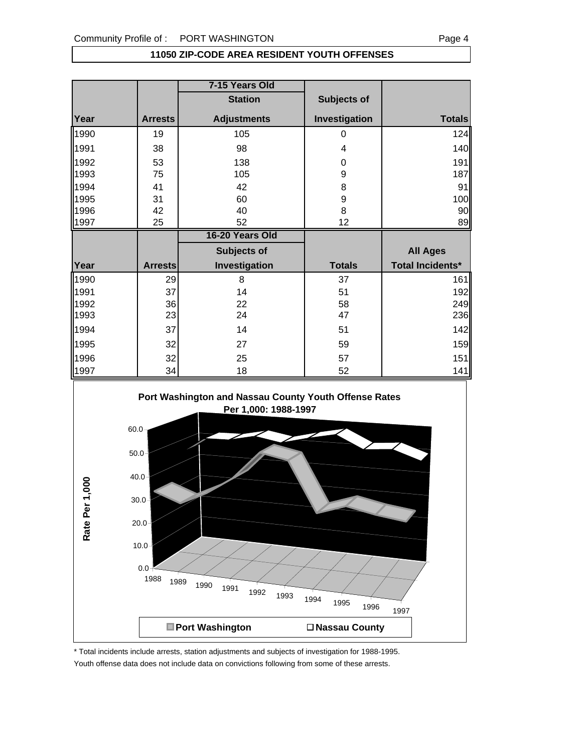## 11050 ZIP-CODE AREA RESIDENT YOUTH OFFENSES

| | | 7-15 Years Old | | |
|---|---|---|---|---|
| | | Station | Subjects of | |
| Year | Arrests | Adjustments | Investigation | Totals |
| 1990 | 19 | 105 | 0 | 124 |
| 1991 | 38 | 98 | 4 | 140 |
| 1992 | 53 | 138 | 0 | 191 |
| 1993 | 75 | 105 | 9 | 187 |
| 1994 | 41 | 42 | 8 | 91 |
| 1995 | 31 | 60 | 9 | 100 |
| 1996 | 42 | 40 | 8 | 90 |
| 1997 | 25 | 52 | 12 | 89 |

| | | 16-20 Years Old | | |
|---|---|---|---|---|
| | | Subjects of | | All Ages |
| Year | Arrests | Investigation | Totals | Total Incidents* |
| 1990 | 29 | 8 | 37 | 161 |
| 1991 | 37 | 14 | 51 | 192 |
| 1992 | 36 | 22 | 58 | 249 |
| 1993 | 23 | 24 | 47 | 236 |
| 1994 | 37 | 14 | 51 | 142 |
| 1995 | 32 | 27 | 59 | 159 |
| 1996 | 32 | 25 | 57 | 151 |
| 1997 | 34 | 18 | 52 | 141 |

**Port Washington and Nassau County Youth Offense Rates Per 1,000: 1988-1997**

Rate Per 1,000

Port Washington | Nassau County

\* Total incidents include arrests, station adjustments and subjects of investigation for 1988-1995.

Youth offense data does not include data on convictions following from some of these arrests.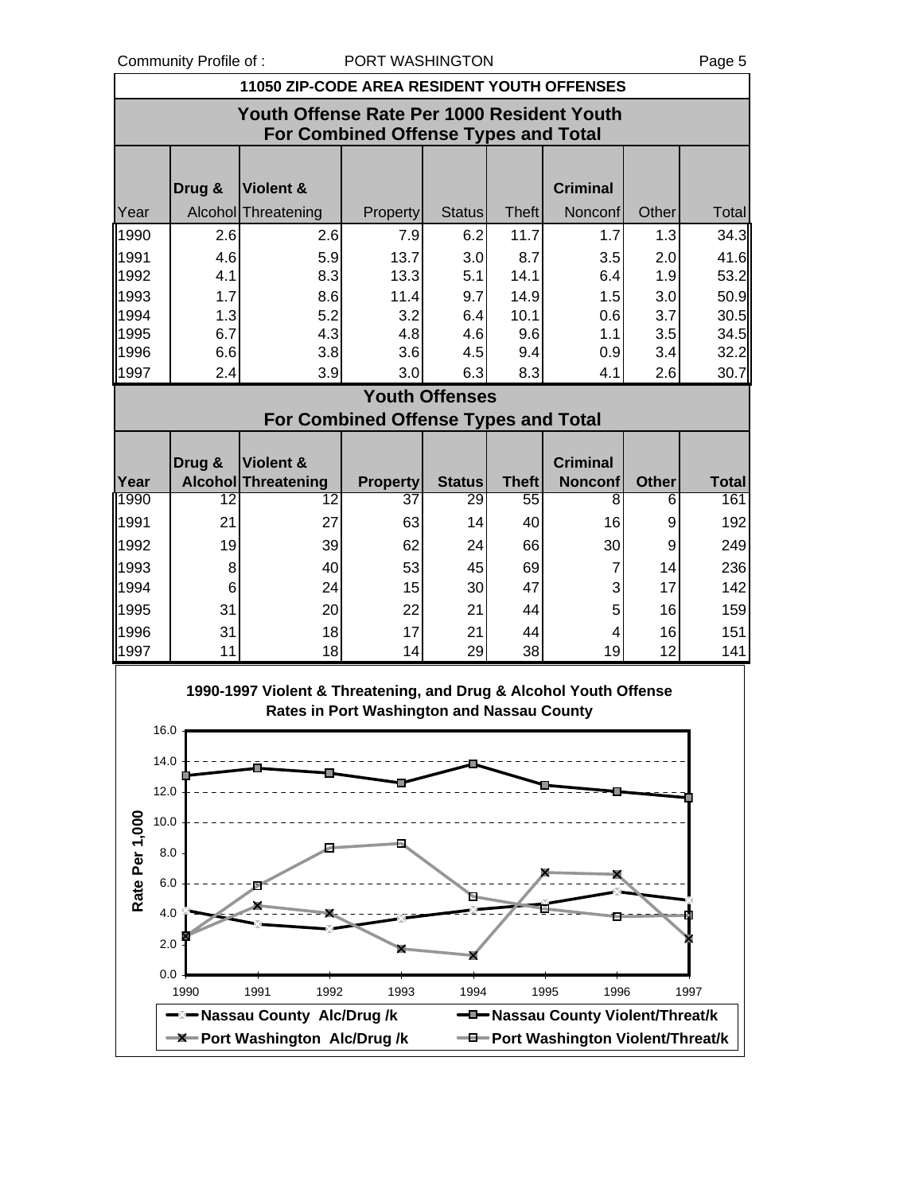## 11050 ZIP-CODE AREA RESIDENT YOUTH OFFENSES

### Youth Offense Rate Per 1000 Resident Youth For Combined Offense Types and Total

| Year | Drug & Alcohol | Violent & Threatening | Property | Status | Theft | Criminal Nonconf | Other | Total |
|---|---|---|---|---|---|---|---|---|
| 1990 | 2.6 | 2.6 | 7.9 | 6.2 | 11.7 | 1.7 | 1.3 | 34.3 |
| 1991 | 4.6 | 5.9 | 13.7 | 3.0 | 8.7 | 3.5 | 2.0 | 41.6 |
| 1992 | 4.1 | 8.3 | 13.3 | 5.1 | 14.1 | 6.4 | 1.9 | 53.2 |
| 1993 | 1.7 | 8.6 | 11.4 | 9.7 | 14.9 | 1.5 | 3.0 | 50.9 |
| 1994 | 1.3 | 5.2 | 3.2 | 6.4 | 10.1 | 0.6 | 3.7 | 30.5 |
| 1995 | 6.7 | 4.3 | 4.8 | 4.6 | 9.6 | 1.1 | 3.5 | 34.5 |
| 1996 | 6.6 | 3.8 | 3.6 | 4.5 | 9.4 | 0.9 | 3.4 | 32.2 |
| 1997 | 2.4 | 3.9 | 3.0 | 6.3 | 8.3 | 4.1 | 2.6 | 30.7 |

### Youth Offenses For Combined Offense Types and Total

| Year | Drug & Alcohol | Violent & Threatening | Property | Status | Theft | Criminal Nonconf | Other | Total |
|---|---|---|---|---|---|---|---|---|
| 1990 | 12 | 12 | 37 | 29 | 55 | 8 | 6 | 161 |
| 1991 | 21 | 27 | 63 | 14 | 40 | 16 | 9 | 192 |
| 1992 | 19 | 39 | 62 | 24 | 66 | 30 | 9 | 249 |
| 1993 | 8 | 40 | 53 | 45 | 69 | 7 | 14 | 236 |
| 1994 | 6 | 24 | 15 | 30 | 47 | 3 | 17 | 142 |
| 1995 | 31 | 20 | 22 | 21 | 44 | 5 | 16 | 159 |
| 1996 | 31 | 18 | 17 | 21 | 44 | 4 | 16 | 151 |
| 1997 | 11 | 18 | 14 | 29 | 38 | 19 | 12 | 141 |

**1990-1997 Violent & Threatening, and Drug & Alcohol Youth Offense Rates in Port Washington and Nassau County**

(Chart: Rate Per 1,000, 1990–1997. Series: Nassau County Alc/Drug /k; Nassau County Violent/Threat/k; Port Washington Alc/Drug /k; Port Washington Violent/Threat/k)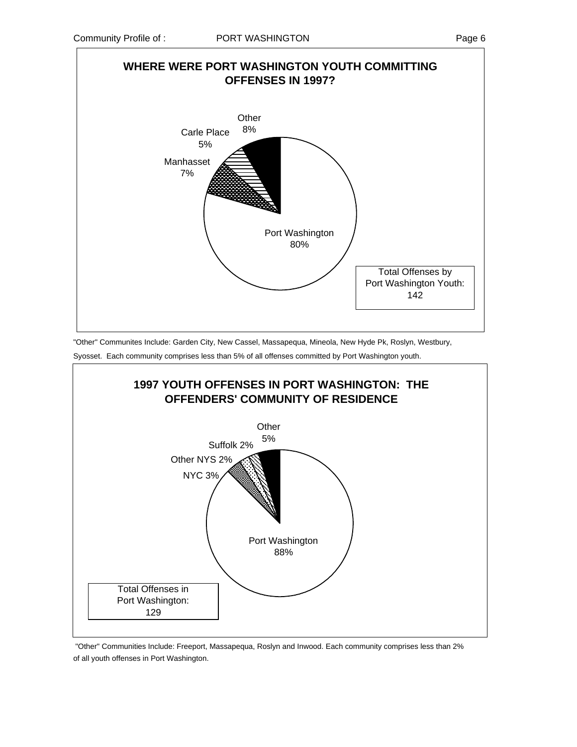## WHERE WERE PORT WASHINGTON YOUTH COMMITTING OFFENSES IN 1997?

| Community | Percent |
| --- | --- |
| Port Washington | 80% |
| Manhasset | 7% |
| Carle Place | 5% |
| Other | 8% |

Total Offenses by Port Washington Youth: 142

"Other" Communites Include: Garden City, New Cassel, Massapequa, Mineola, New Hyde Pk, Roslyn, Westbury, Syosset. Each community comprises less than 5% of all offenses committed by Port Washington youth.

## 1997 YOUTH OFFENSES IN PORT WASHINGTON: THE OFFENDERS' COMMUNITY OF RESIDENCE

| Community | Percent |
| --- | --- |
| Port Washington | 88% |
| NYC | 3% |
| Other NYS | 2% |
| Suffolk | 2% |
| Other | 5% |

Total Offenses in Port Washington: 129

"Other" Communities Include: Freeport, Massapequa, Roslyn and Inwood. Each community comprises less than 2% of all youth offenses in Port Washington.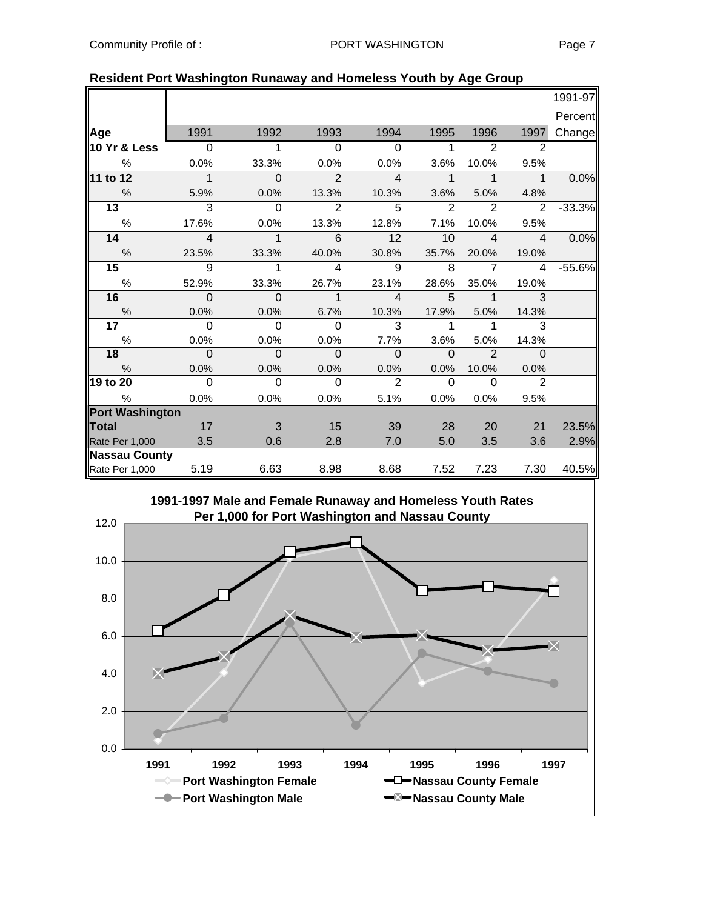## Resident Port Washington Runaway and Homeless Youth by Age Group

| Age | 1991 | 1992 | 1993 | 1994 | 1995 | 1996 | 1997 | 1991-97 Percent Change |
|---|---|---|---|---|---|---|---|---|
| **10 Yr & Less** | 0 | 1 | 0 | 0 | 1 | 2 | 2 | |
| % | 0.0% | 33.3% | 0.0% | 0.0% | 3.6% | 10.0% | 9.5% | |
| **11 to 12** | 1 | 0 | 2 | 4 | 1 | 1 | 1 | 0.0% |
| % | 5.9% | 0.0% | 13.3% | 10.3% | 3.6% | 5.0% | 4.8% | |
| **13** | 3 | 0 | 2 | 5 | 2 | 2 | 2 | -33.3% |
| % | 17.6% | 0.0% | 13.3% | 12.8% | 7.1% | 10.0% | 9.5% | |
| **14** | 4 | 1 | 6 | 12 | 10 | 4 | 4 | 0.0% |
| % | 23.5% | 33.3% | 40.0% | 30.8% | 35.7% | 20.0% | 19.0% | |
| **15** | 9 | 1 | 4 | 9 | 8 | 7 | 4 | -55.6% |
| % | 52.9% | 33.3% | 26.7% | 23.1% | 28.6% | 35.0% | 19.0% | |
| **16** | 0 | 0 | 1 | 4 | 5 | 1 | 3 | |
| % | 0.0% | 0.0% | 6.7% | 10.3% | 17.9% | 5.0% | 14.3% | |
| **17** | 0 | 0 | 0 | 3 | 1 | 1 | 3 | |
| % | 0.0% | 0.0% | 0.0% | 7.7% | 3.6% | 5.0% | 14.3% | |
| **18** | 0 | 0 | 0 | 0 | 0 | 2 | 0 | |
| % | 0.0% | 0.0% | 0.0% | 0.0% | 0.0% | 10.0% | 0.0% | |
| **19 to 20** | 0 | 0 | 0 | 2 | 0 | 0 | 2 | |
| % | 0.0% | 0.0% | 0.0% | 5.1% | 0.0% | 0.0% | 9.5% | |
| **Port Washington** | | | | | | | | |
| **Total** | 17 | 3 | 15 | 39 | 28 | 20 | 21 | 23.5% |
| Rate Per 1,000 | 3.5 | 0.6 | 2.8 | 7.0 | 5.0 | 3.5 | 3.6 | 2.9% |
| **Nassau County** | | | | | | | | |
| Rate Per 1,000 | 5.19 | 6.63 | 8.98 | 8.68 | 7.52 | 7.23 | 7.30 | 40.5% |

**1991-1997 Male and Female Runaway and Homeless Youth Rates Per 1,000 for Port Washington and Nassau County**

Legend: Port Washington Female; Nassau County Female; Port Washington Male; Nassau County Male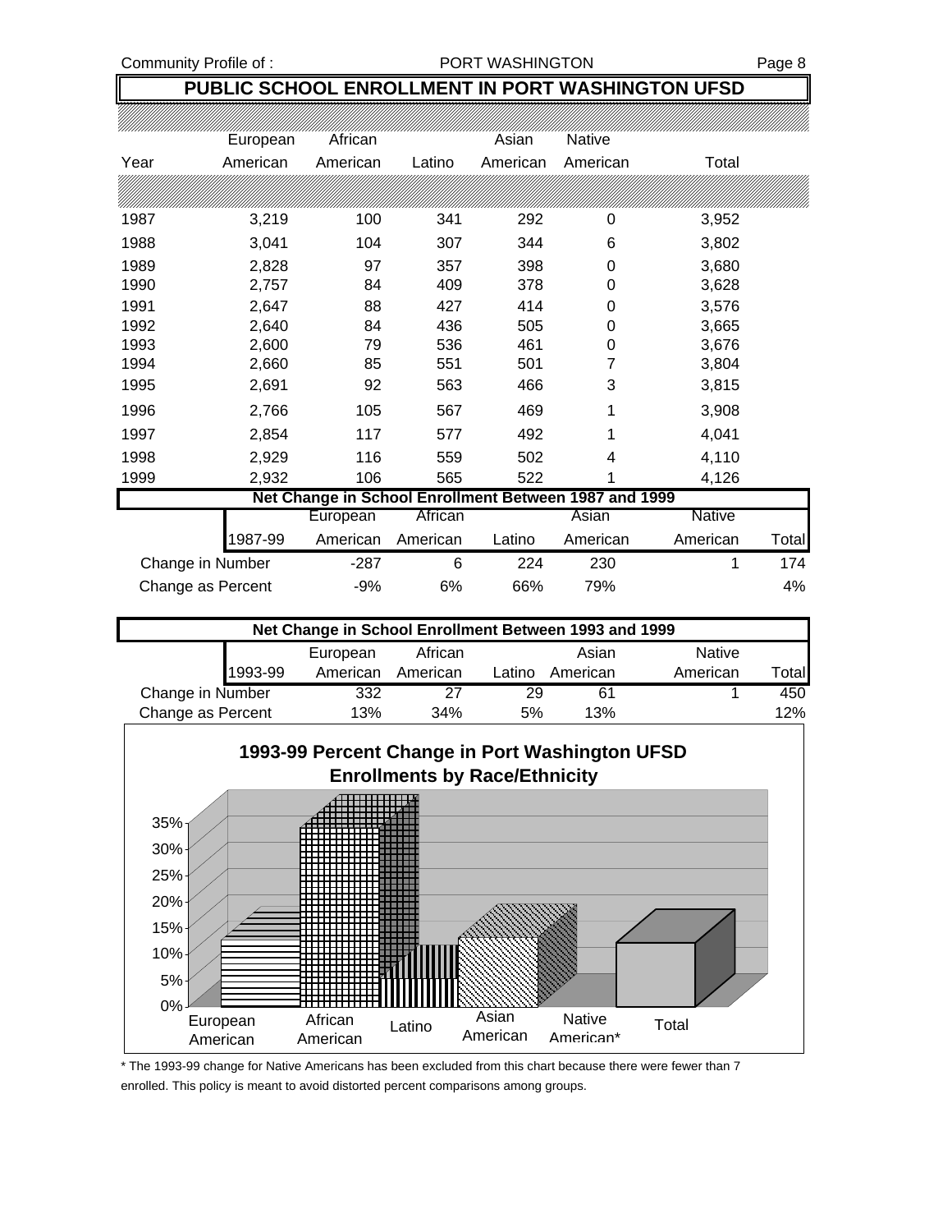## PUBLIC SCHOOL ENROLLMENT IN PORT WASHINGTON UFSD

| Year | European American | African American | Latino | Asian American | Native American | Total |
|---|---|---|---|---|---|---|
| 1987 | 3,219 | 100 | 341 | 292 | 0 | 3,952 |
| 1988 | 3,041 | 104 | 307 | 344 | 6 | 3,802 |
| 1989 | 2,828 | 97 | 357 | 398 | 0 | 3,680 |
| 1990 | 2,757 | 84 | 409 | 378 | 0 | 3,628 |
| 1991 | 2,647 | 88 | 427 | 414 | 0 | 3,576 |
| 1992 | 2,640 | 84 | 436 | 505 | 0 | 3,665 |
| 1993 | 2,600 | 79 | 536 | 461 | 0 | 3,676 |
| 1994 | 2,660 | 85 | 551 | 501 | 7 | 3,804 |
| 1995 | 2,691 | 92 | 563 | 466 | 3 | 3,815 |
| 1996 | 2,766 | 105 | 567 | 469 | 1 | 3,908 |
| 1997 | 2,854 | 117 | 577 | 492 | 1 | 4,041 |
| 1998 | 2,929 | 116 | 559 | 502 | 4 | 4,110 |
| 1999 | 2,932 | 106 | 565 | 522 | 1 | 4,126 |

### Net Change in School Enrollment Between 1987 and 1999

| 1987-99 | European American | African American | Latino | Asian American | Native American | Total |
|---|---|---|---|---|---|---|
| Change in Number | -287 | 6 | 224 | 230 | 1 | 174 |
| Change as Percent | -9% | 6% | 66% | 79% | | 4% |

### Net Change in School Enrollment Between 1993 and 1999

| 1993-99 | European American | African American | Latino | Asian American | Native American | Total |
|---|---|---|---|---|---|---|
| Change in Number | 332 | 27 | 29 | 61 | 1 | 450 |
| Change as Percent | 13% | 34% | 5% | 13% | | 12% |

### 1993-99 Percent Change in Port Washington UFSD Enrollments by Race/Ethnicity

| | European American | African American | Latino | Asian American | Native American* | Total |
|---|---|---|---|---|---|---|
| Percent Change | 13% | 34% | 5% | 13% | | 12% |

\* The 1993-99 change for Native Americans has been excluded from this chart because there were fewer than 7 enrolled. This policy is meant to avoid distorted percent comparisons among groups.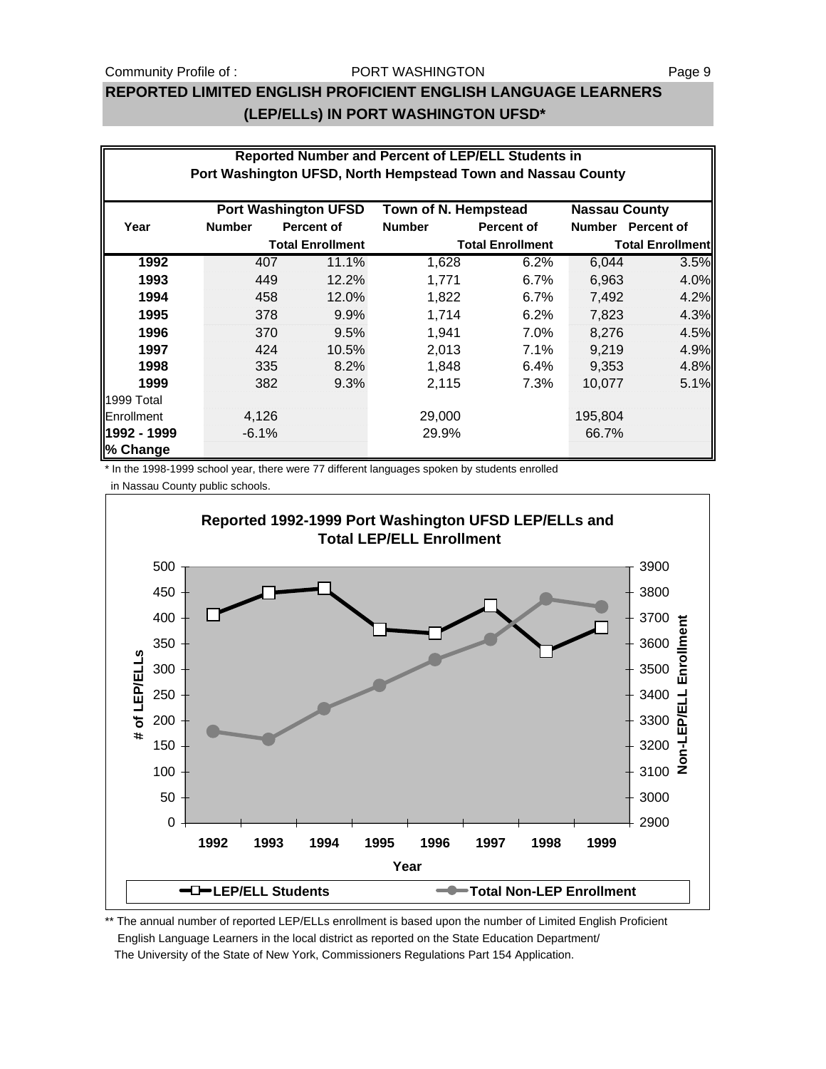## REPORTED LIMITED ENGLISH PROFICIENT ENGLISH LANGUAGE LEARNERS (LEP/ELLs) IN PORT WASHINGTON UFSD*

**Reported Number and Percent of LEP/ELL Students in Port Washington UFSD, North Hempstead Town and Nassau County**

| Year | Port Washington UFSD | | Town of N. Hempstead | | Nassau County | |
|---|---|---|---|---|---|---|
| | Number | Percent of Total Enrollment | Number | Percent of Total Enrollment | Number | Percent of Total Enrollment |
| **1992** | 407 | 11.1% | 1,628 | 6.2% | 6,044 | 3.5% |
| **1993** | 449 | 12.2% | 1,771 | 6.7% | 6,963 | 4.0% |
| **1994** | 458 | 12.0% | 1,822 | 6.7% | 7,492 | 4.2% |
| **1995** | 378 | 9.9% | 1,714 | 6.2% | 7,823 | 4.3% |
| **1996** | 370 | 9.5% | 1,941 | 7.0% | 8,276 | 4.5% |
| **1997** | 424 | 10.5% | 2,013 | 7.1% | 9,219 | 4.9% |
| **1998** | 335 | 8.2% | 1,848 | 6.4% | 9,353 | 4.8% |
| **1999** | 382 | 9.3% | 2,115 | 7.3% | 10,077 | 5.1% |
| 1999 Total Enrollment | 4,126 | | 29,000 | | 195,804 | |
| **1992 - 1999 % Change** | -6.1% | | 29.9% | | 66.7% | |

\* In the 1998-1999 school year, there were 77 different languages spoken by students enrolled in Nassau County public schools.

**Reported 1992-1999 Port Washington UFSD LEP/ELLs and Total LEP/ELL Enrollment**

| Year | LEP/ELL Students | Total Non-LEP Enrollment (approx.) |
|---|---|---|
| 1992 | 407 | 3260 |
| 1993 | 449 | 3240 |
| 1994 | 458 | 3350 |
| 1995 | 378 | 3440 |
| 1996 | 370 | 3540 |
| 1997 | 424 | 3620 |
| 1998 | 335 | 3775 |
| 1999 | 382 | 3745 |

\*\* The annual number of reported LEP/ELLs enrollment is based upon the number of Limited English Proficient English Language Learners in the local district as reported on the State Education Department/ The University of the State of New York, Commissioners Regulations Part 154 Application.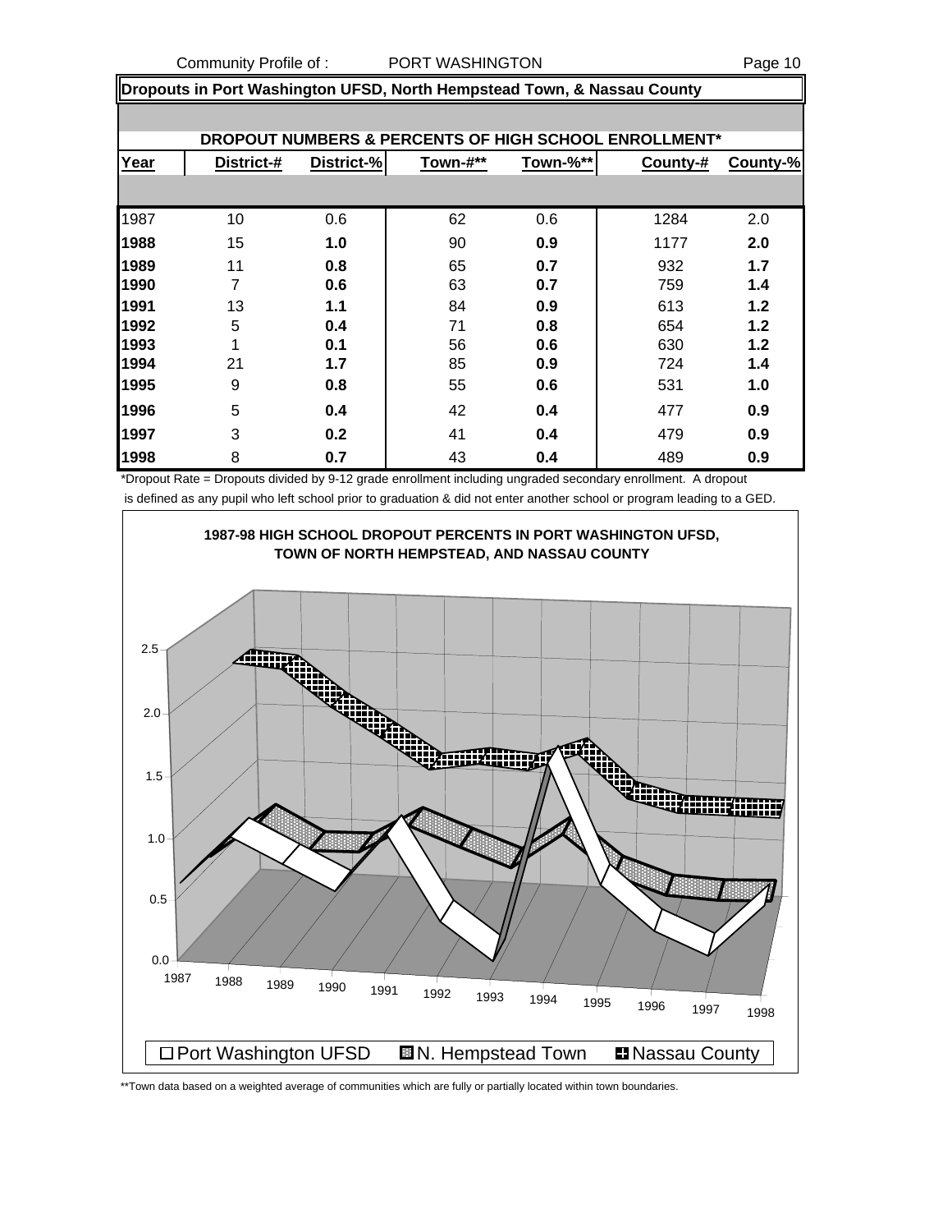## Dropouts in Port Washington UFSD, North Hempstead Town, & Nassau County

**DROPOUT NUMBERS & PERCENTS OF HIGH SCHOOL ENROLLMENT***

| Year | District-# | District-% | Town-#** | Town-%** | County-# | County-% |
|---|---|---|---|---|---|---|
| 1987 | 10 | 0.6 | 62 | 0.6 | 1284 | 2.0 |
| 1988 | 15 | 1.0 | 90 | 0.9 | 1177 | 2.0 |
| 1989 | 11 | 0.8 | 65 | 0.7 | 932 | 1.7 |
| 1990 | 7 | 0.6 | 63 | 0.7 | 759 | 1.4 |
| 1991 | 13 | 1.1 | 84 | 0.9 | 613 | 1.2 |
| 1992 | 5 | 0.4 | 71 | 0.8 | 654 | 1.2 |
| 1993 | 1 | 0.1 | 56 | 0.6 | 630 | 1.2 |
| 1994 | 21 | 1.7 | 85 | 0.9 | 724 | 1.4 |
| 1995 | 9 | 0.8 | 55 | 0.6 | 531 | 1.0 |
| 1996 | 5 | 0.4 | 42 | 0.4 | 477 | 0.9 |
| 1997 | 3 | 0.2 | 41 | 0.4 | 479 | 0.9 |
| 1998 | 8 | 0.7 | 43 | 0.4 | 489 | 0.9 |

*Dropout Rate = Dropouts divided by 9-12 grade enrollment including ungraded secondary enrollment. A dropout is defined as any pupil who left school prior to graduation & did not enter another school or program leading to a GED.

**1987-98 HIGH SCHOOL DROPOUT PERCENTS IN PORT WASHINGTON UFSD, TOWN OF NORTH HEMPSTEAD, AND NASSAU COUNTY**

Port Washington UFSD | N. Hempstead Town | Nassau County

**Town data based on a weighted average of communities which are fully or partially located within town boundaries.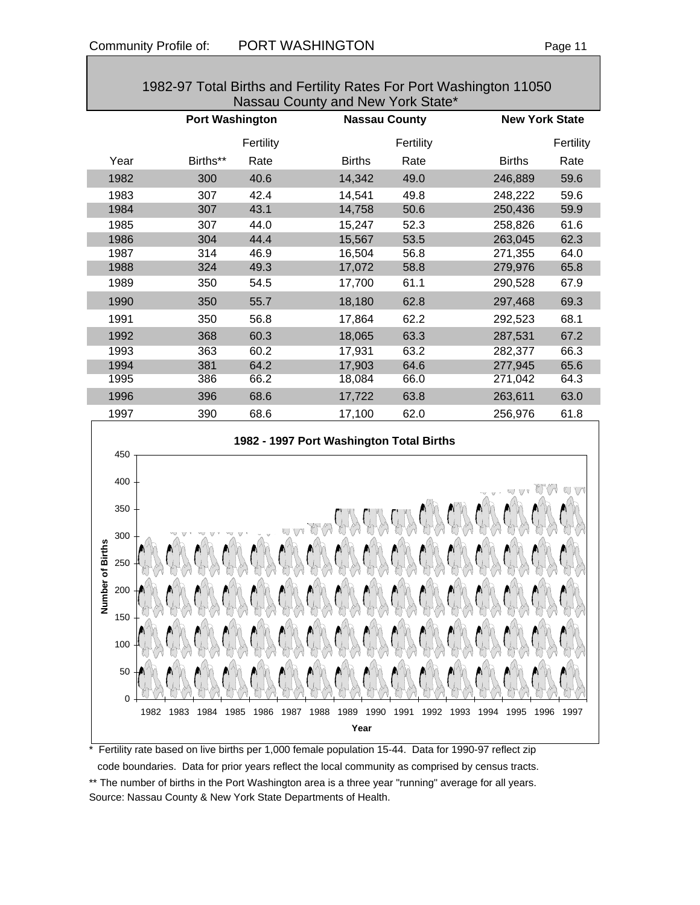## 1982-97 Total Births and Fertility Rates For Port Washington 11050 Nassau County and New York State*

| | Port Washington | | Nassau County | | New York State | |
|---|---|---|---|---|---|---|
| Year | Births** | Fertility Rate | Births | Fertility Rate | Births | Fertility Rate |
| 1982 | 300 | 40.6 | 14,342 | 49.0 | 246,889 | 59.6 |
| 1983 | 307 | 42.4 | 14,541 | 49.8 | 248,222 | 59.6 |
| 1984 | 307 | 43.1 | 14,758 | 50.6 | 250,436 | 59.9 |
| 1985 | 307 | 44.0 | 15,247 | 52.3 | 258,826 | 61.6 |
| 1986 | 304 | 44.4 | 15,567 | 53.5 | 263,045 | 62.3 |
| 1987 | 314 | 46.9 | 16,504 | 56.8 | 271,355 | 64.0 |
| 1988 | 324 | 49.3 | 17,072 | 58.8 | 279,976 | 65.8 |
| 1989 | 350 | 54.5 | 17,700 | 61.1 | 290,528 | 67.9 |
| 1990 | 350 | 55.7 | 18,180 | 62.8 | 297,468 | 69.3 |
| 1991 | 350 | 56.8 | 17,864 | 62.2 | 292,523 | 68.1 |
| 1992 | 368 | 60.3 | 18,065 | 63.3 | 287,531 | 67.2 |
| 1993 | 363 | 60.2 | 17,931 | 63.2 | 282,377 | 66.3 |
| 1994 | 381 | 64.2 | 17,903 | 64.6 | 277,945 | 65.6 |
| 1995 | 386 | 66.2 | 18,084 | 66.0 | 271,042 | 64.3 |
| 1996 | 396 | 68.6 | 17,722 | 63.8 | 263,611 | 63.0 |
| 1997 | 390 | 68.6 | 17,100 | 62.0 | 256,976 | 61.8 |

**1982 - 1997 Port Washington Total Births**

\* Fertility rate based on live births per 1,000 female population 15-44. Data for 1990-97 reflect zip code boundaries. Data for prior years reflect the local community as comprised by census tracts.

\*\* The number of births in the Port Washington area is a three year "running" average for all years.

Source: Nassau County & New York State Departments of Health.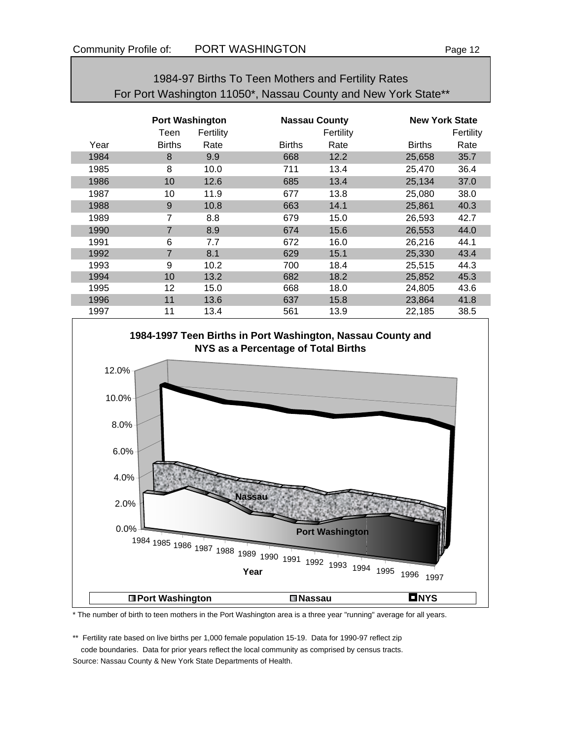## 1984-97 Births To Teen Mothers and Fertility Rates
## For Port Washington 11050*, Nassau County and New York State**

| | Port Washington | | Nassau County | | New York State | |
|---|---|---|---|---|---|---|
| | Teen | Fertility | | Fertility | | Fertility |
| Year | Births | Rate | Births | Rate | Births | Rate |
| 1984 | 8 | 9.9 | 668 | 12.2 | 25,658 | 35.7 |
| 1985 | 8 | 10.0 | 711 | 13.4 | 25,470 | 36.4 |
| 1986 | 10 | 12.6 | 685 | 13.4 | 25,134 | 37.0 |
| 1987 | 10 | 11.9 | 677 | 13.8 | 25,080 | 38.0 |
| 1988 | 9 | 10.8 | 663 | 14.1 | 25,861 | 40.3 |
| 1989 | 7 | 8.8 | 679 | 15.0 | 26,593 | 42.7 |
| 1990 | 7 | 8.9 | 674 | 15.6 | 26,553 | 44.0 |
| 1991 | 6 | 7.7 | 672 | 16.0 | 26,216 | 44.1 |
| 1992 | 7 | 8.1 | 629 | 15.1 | 25,330 | 43.4 |
| 1993 | 9 | 10.2 | 700 | 18.4 | 25,515 | 44.3 |
| 1994 | 10 | 13.2 | 682 | 18.2 | 25,852 | 45.3 |
| 1995 | 12 | 15.0 | 668 | 18.0 | 24,805 | 43.6 |
| 1996 | 11 | 13.6 | 637 | 15.8 | 23,864 | 41.8 |
| 1997 | 11 | 13.4 | 561 | 13.9 | 22,185 | 38.5 |

**1984-1997 Teen Births in Port Washington, Nassau County and NYS as a Percentage of Total Births**

\* The number of birth to teen mothers in the Port Washington area is a three year "running" average for all years.

\*\* Fertility rate based on live births per 1,000 female population 15-19. Data for 1990-97 reflect zip code boundaries. Data for prior years reflect the local community as comprised by census tracts.

Source: Nassau County & New York State Departments of Health.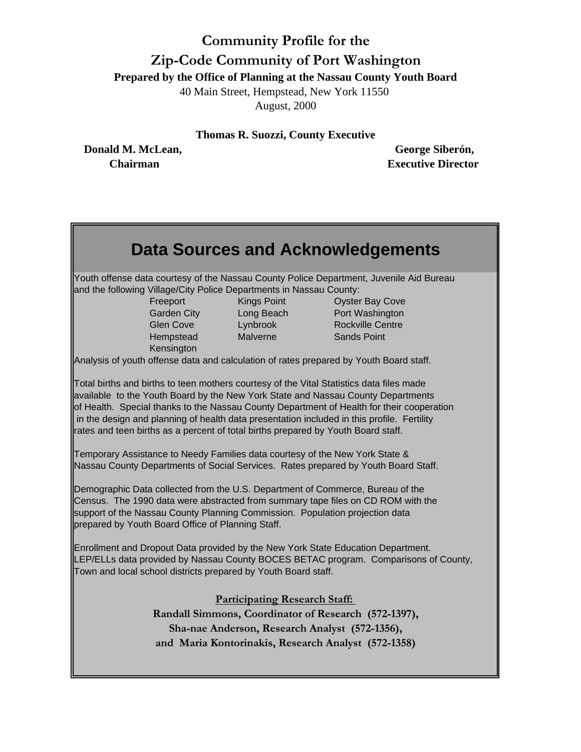# Community Profile for the
# Zip-Code Community of Port Washington

**Prepared by the Office of Planning at the Nassau County Youth Board**

40 Main Street, Hempstead, New York 11550

August, 2000

**Thomas R. Suozzi, County Executive**

**Donald M. McLean,**
**Chairman**

**George Siberón,**
**Executive Director**

## Data Sources and Acknowledgements

Youth offense data courtesy of the Nassau County Police Department, Juvenile Aid Bureau and the following Village/City Police Departments in Nassau County:

| | | |
|---|---|---|
| Freeport | Kings Point | Oyster Bay Cove |
| Garden City | Long Beach | Port Washington |
| Glen Cove | Lynbrook | Rockville Centre |
| Hempstead | Malverne | Sands Point |
| Kensington | | |

Analysis of youth offense data and calculation of rates prepared by Youth Board staff.

Total births and births to teen mothers courtesy of the Vital Statistics data files made available to the Youth Board by the New York State and Nassau County Departments of Health. Special thanks to the Nassau County Department of Health for their cooperation in the design and planning of health data presentation included in this profile. Fertility rates and teen births as a percent of total births prepared by Youth Board staff.

Temporary Assistance to Needy Families data courtesy of the New York State & Nassau County Departments of Social Services. Rates prepared by Youth Board Staff.

Demographic Data collected from the U.S. Department of Commerce, Bureau of the Census. The 1990 data were abstracted from summary tape files on CD ROM with the support of the Nassau County Planning Commission. Population projection data prepared by Youth Board Office of Planning Staff.

Enrollment and Dropout Data provided by the New York State Education Department. LEP/ELLs data provided by Nassau County BOCES BETAC program. Comparisons of County, Town and local school districts prepared by Youth Board staff.

**Participating Research Staff:**

**Randall Simmons, Coordinator of Research (572-1397),**
**Sha-nae Anderson, Research Analyst (572-1356),**
**and Maria Kontorinakis, Research Analyst (572-1358)**